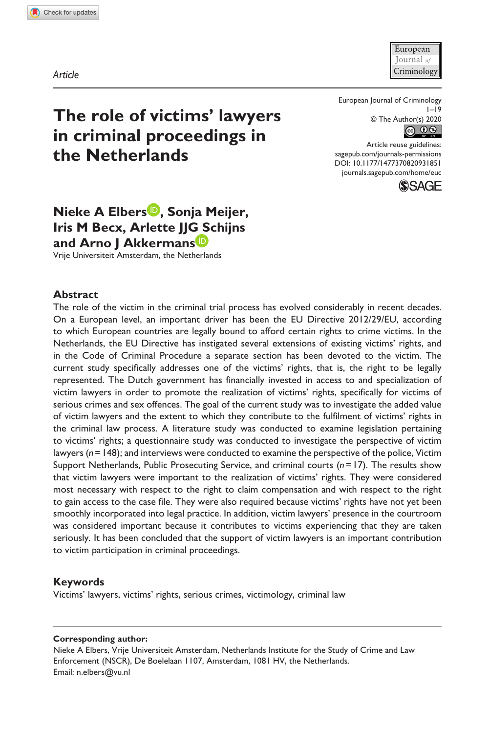Article

# The role of victims' lawyers in criminal proceedings in the Netherlands

European Journal of Criminology
© The Author(s) 2020
Article reuse guidelines: sagepub.com/journals-permissions
DOI: 10.1177/1477370820931851
journals.sagepub.com/home/euc

**Nieke A Elbers, Sonja Meijer, Iris M Becx, Arlette JJG Schijns and Arno J Akkermans**
Vrije Universiteit Amsterdam, the Netherlands

## Abstract

The role of the victim in the criminal trial process has evolved considerably in recent decades. On a European level, an important driver has been the EU Directive 2012/29/EU, according to which European countries are legally bound to afford certain rights to crime victims. In the Netherlands, the EU Directive has instigated several extensions of existing victims' rights, and in the Code of Criminal Procedure a separate section has been devoted to the victim. The current study specifically addresses one of the victims' rights, that is, the right to be legally represented. The Dutch government has financially invested in access to and specialization of victim lawyers in order to promote the realization of victims' rights, specifically for victims of serious crimes and sex offences. The goal of the current study was to investigate the added value of victim lawyers and the extent to which they contribute to the fulfilment of victims' rights in the criminal law process. A literature study was conducted to examine legislation pertaining to victims' rights; a questionnaire study was conducted to investigate the perspective of victim lawyers ($n = 148$); and interviews were conducted to examine the perspective of the police, Victim Support Netherlands, Public Prosecuting Service, and criminal courts ($n = 17$). The results show that victim lawyers were important to the realization of victims' rights. They were considered most necessary with respect to the right to claim compensation and with respect to the right to gain access to the case file. They were also required because victims' rights have not yet been smoothly incorporated into legal practice. In addition, victim lawyers' presence in the courtroom was considered important because it contributes to victims experiencing that they are taken seriously. It has been concluded that the support of victim lawyers is an important contribution to victim participation in criminal proceedings.

## Keywords

Victims' lawyers, victims' rights, serious crimes, victimology, criminal law

---

**Corresponding author:**
Nieke A Elbers, Vrije Universiteit Amsterdam, Netherlands Institute for the Study of Crime and Law Enforcement (NSCR), De Boelelaan 1107, Amsterdam, 1081 HV, the Netherlands.
Email: n.elbers@vu.nl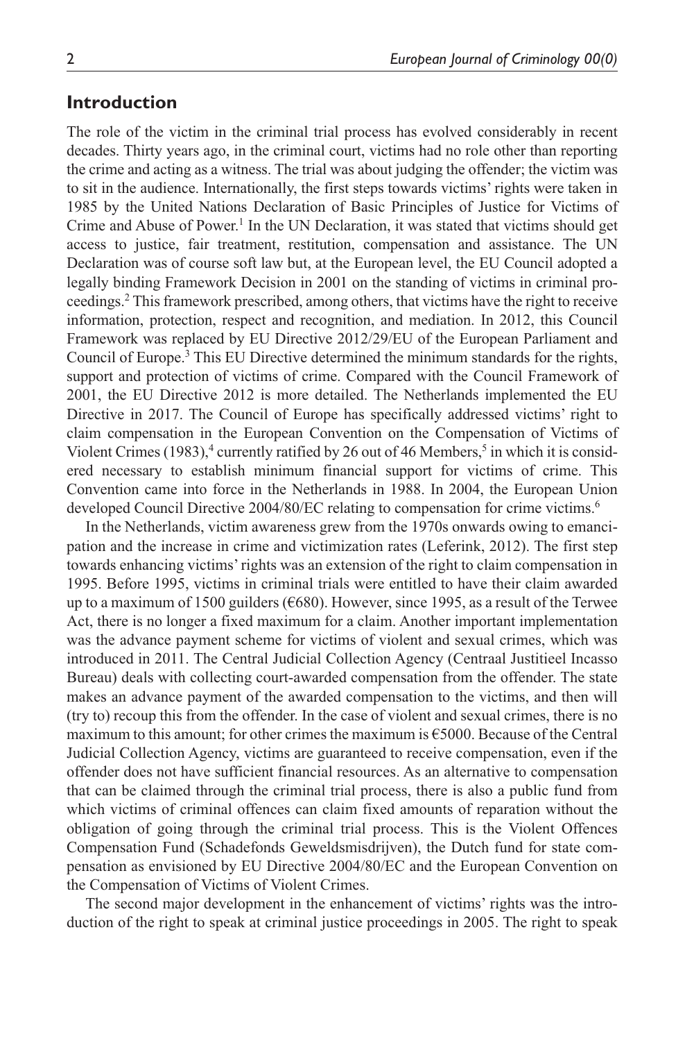## Introduction

The role of the victim in the criminal trial process has evolved considerably in recent decades. Thirty years ago, in the criminal court, victims had no role other than reporting the crime and acting as a witness. The trial was about judging the offender; the victim was to sit in the audience. Internationally, the first steps towards victims' rights were taken in 1985 by the United Nations Declaration of Basic Principles of Justice for Victims of Crime and Abuse of Power.[1] In the UN Declaration, it was stated that victims should get access to justice, fair treatment, restitution, compensation and assistance. The UN Declaration was of course soft law but, at the European level, the EU Council adopted a legally binding Framework Decision in 2001 on the standing of victims in criminal proceedings.[2] This framework prescribed, among others, that victims have the right to receive information, protection, respect and recognition, and mediation. In 2012, this Council Framework was replaced by EU Directive 2012/29/EU of the European Parliament and Council of Europe.[3] This EU Directive determined the minimum standards for the rights, support and protection of victims of crime. Compared with the Council Framework of 2001, the EU Directive 2012 is more detailed. The Netherlands implemented the EU Directive in 2017. The Council of Europe has specifically addressed victims' right to claim compensation in the European Convention on the Compensation of Victims of Violent Crimes (1983),[4] currently ratified by 26 out of 46 Members,[5] in which it is considered necessary to establish minimum financial support for victims of crime. This Convention came into force in the Netherlands in 1988. In 2004, the European Union developed Council Directive 2004/80/EC relating to compensation for crime victims.[6]

In the Netherlands, victim awareness grew from the 1970s onwards owing to emancipation and the increase in crime and victimization rates (Leferink, 2012). The first step towards enhancing victims' rights was an extension of the right to claim compensation in 1995. Before 1995, victims in criminal trials were entitled to have their claim awarded up to a maximum of 1500 guilders (€680). However, since 1995, as a result of the Terwee Act, there is no longer a fixed maximum for a claim. Another important implementation was the advance payment scheme for victims of violent and sexual crimes, which was introduced in 2011. The Central Judicial Collection Agency (Centraal Justitieel Incasso Bureau) deals with collecting court-awarded compensation from the offender. The state makes an advance payment of the awarded compensation to the victims, and then will (try to) recoup this from the offender. In the case of violent and sexual crimes, there is no maximum to this amount; for other crimes the maximum is €5000. Because of the Central Judicial Collection Agency, victims are guaranteed to receive compensation, even if the offender does not have sufficient financial resources. As an alternative to compensation that can be claimed through the criminal trial process, there is also a public fund from which victims of criminal offences can claim fixed amounts of reparation without the obligation of going through the criminal trial process. This is the Violent Offences Compensation Fund (Schadefonds Geweldsmisdrijven), the Dutch fund for state compensation as envisioned by EU Directive 2004/80/EC and the European Convention on the Compensation of Victims of Violent Crimes.

The second major development in the enhancement of victims' rights was the introduction of the right to speak at criminal justice proceedings in 2005. The right to speak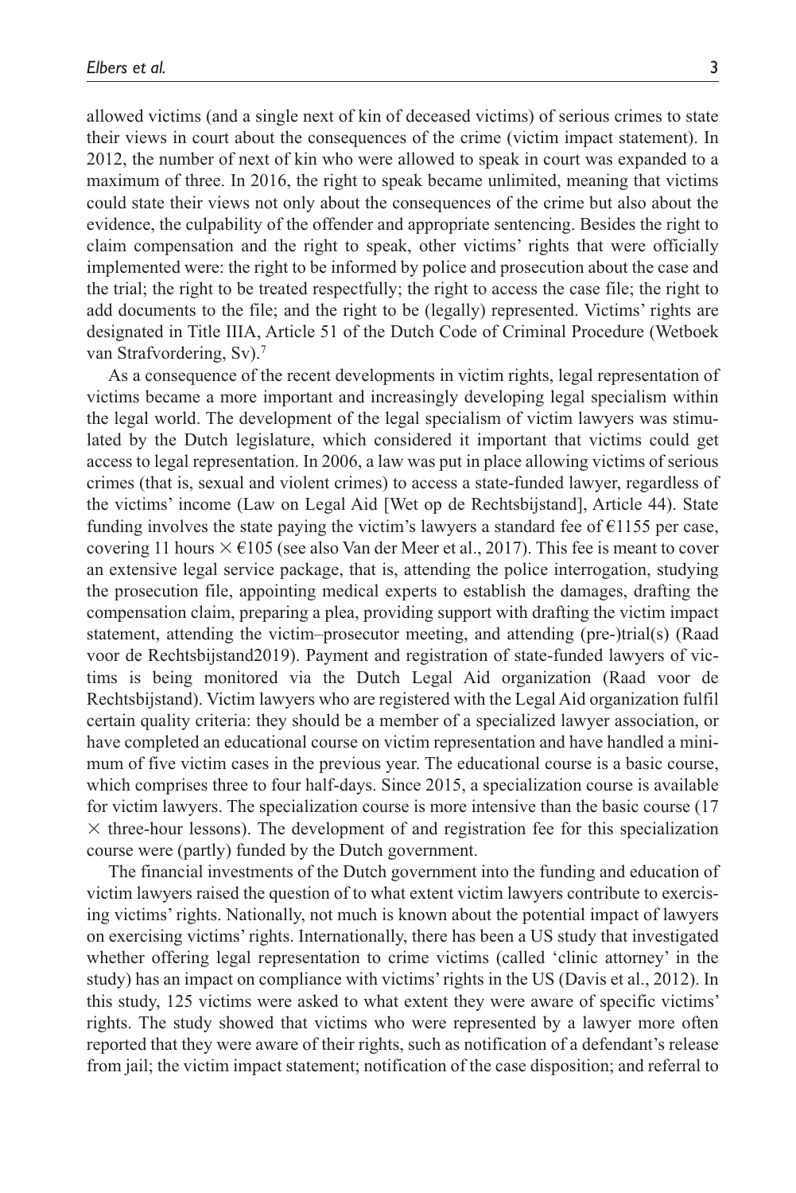allowed victims (and a single next of kin of deceased victims) of serious crimes to state their views in court about the consequences of the crime (victim impact statement). In 2012, the number of next of kin who were allowed to speak in court was expanded to a maximum of three. In 2016, the right to speak became unlimited, meaning that victims could state their views not only about the consequences of the crime but also about the evidence, the culpability of the offender and appropriate sentencing. Besides the right to claim compensation and the right to speak, other victims' rights that were officially implemented were: the right to be informed by police and prosecution about the case and the trial; the right to be treated respectfully; the right to access the case file; the right to add documents to the file; and the right to be (legally) represented. Victims' rights are designated in Title IIIA, Article 51 of the Dutch Code of Criminal Procedure (Wetboek van Strafvordering, Sv).[7]

As a consequence of the recent developments in victim rights, legal representation of victims became a more important and increasingly developing legal specialism within the legal world. The development of the legal specialism of victim lawyers was stimulated by the Dutch legislature, which considered it important that victims could get access to legal representation. In 2006, a law was put in place allowing victims of serious crimes (that is, sexual and violent crimes) to access a state-funded lawyer, regardless of the victims' income (Law on Legal Aid [Wet op de Rechtsbijstand], Article 44). State funding involves the state paying the victim's lawyers a standard fee of €1155 per case, covering 11 hours × €105 (see also Van der Meer et al., 2017). This fee is meant to cover an extensive legal service package, that is, attending the police interrogation, studying the prosecution file, appointing medical experts to establish the damages, drafting the compensation claim, preparing a plea, providing support with drafting the victim impact statement, attending the victim–prosecutor meeting, and attending (pre-)trial(s) (Raad voor de Rechtsbijstand2019). Payment and registration of state-funded lawyers of victims is being monitored via the Dutch Legal Aid organization (Raad voor de Rechtsbijstand). Victim lawyers who are registered with the Legal Aid organization fulfil certain quality criteria: they should be a member of a specialized lawyer association, or have completed an educational course on victim representation and have handled a minimum of five victim cases in the previous year. The educational course is a basic course, which comprises three to four half-days. Since 2015, a specialization course is available for victim lawyers. The specialization course is more intensive than the basic course (17 × three-hour lessons). The development of and registration fee for this specialization course were (partly) funded by the Dutch government.

The financial investments of the Dutch government into the funding and education of victim lawyers raised the question of to what extent victim lawyers contribute to exercising victims' rights. Nationally, not much is known about the potential impact of lawyers on exercising victims' rights. Internationally, there has been a US study that investigated whether offering legal representation to crime victims (called 'clinic attorney' in the study) has an impact on compliance with victims' rights in the US (Davis et al., 2012). In this study, 125 victims were asked to what extent they were aware of specific victims' rights. The study showed that victims who were represented by a lawyer more often reported that they were aware of their rights, such as notification of a defendant's release from jail; the victim impact statement; notification of the case disposition; and referral to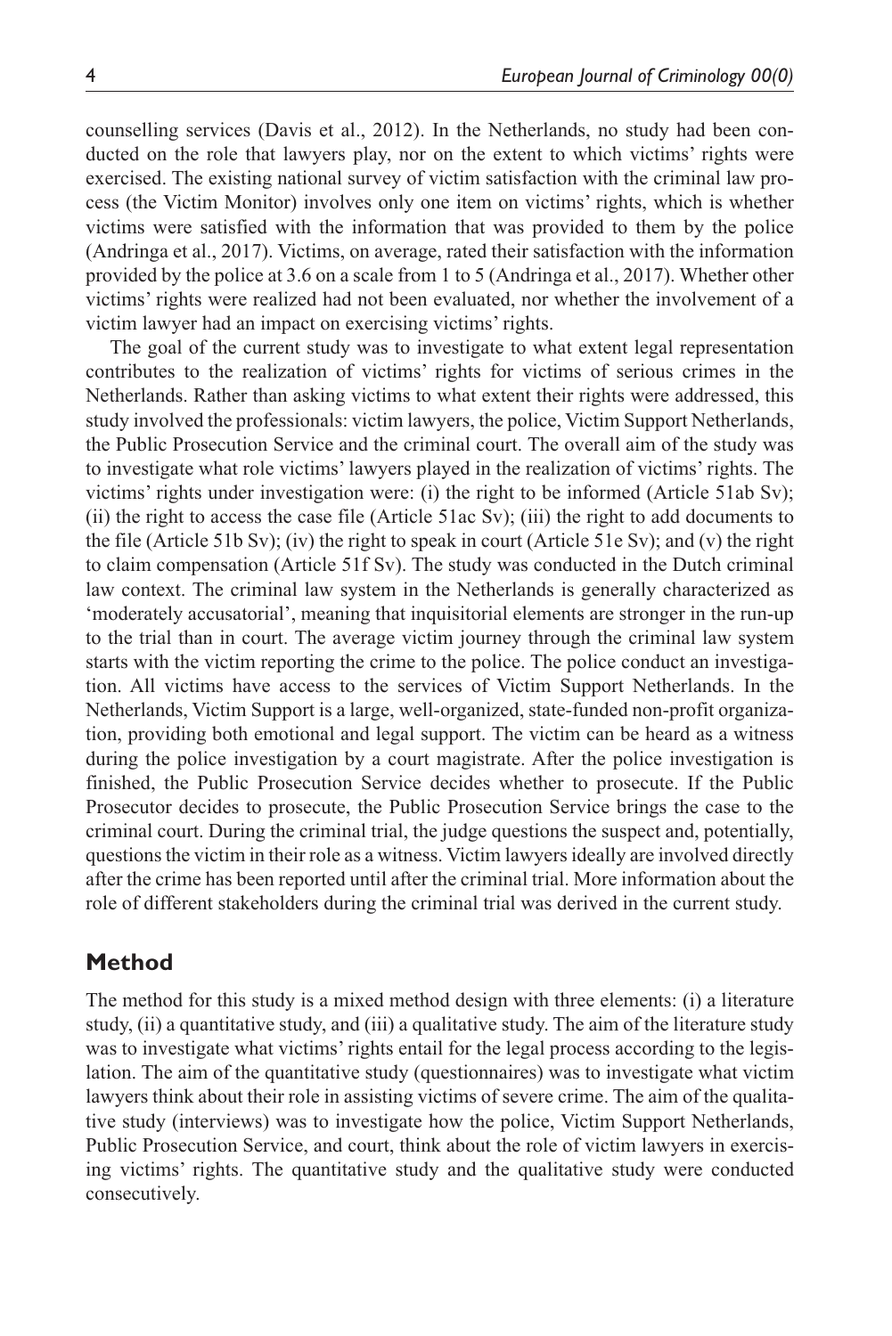counselling services (Davis et al., 2012). In the Netherlands, no study had been conducted on the role that lawyers play, nor on the extent to which victims' rights were exercised. The existing national survey of victim satisfaction with the criminal law process (the Victim Monitor) involves only one item on victims' rights, which is whether victims were satisfied with the information that was provided to them by the police (Andringa et al., 2017). Victims, on average, rated their satisfaction with the information provided by the police at 3.6 on a scale from 1 to 5 (Andringa et al., 2017). Whether other victims' rights were realized had not been evaluated, nor whether the involvement of a victim lawyer had an impact on exercising victims' rights.

The goal of the current study was to investigate to what extent legal representation contributes to the realization of victims' rights for victims of serious crimes in the Netherlands. Rather than asking victims to what extent their rights were addressed, this study involved the professionals: victim lawyers, the police, Victim Support Netherlands, the Public Prosecution Service and the criminal court. The overall aim of the study was to investigate what role victims' lawyers played in the realization of victims' rights. The victims' rights under investigation were: (i) the right to be informed (Article 51ab Sv); (ii) the right to access the case file (Article 51ac Sv); (iii) the right to add documents to the file (Article 51b Sv); (iv) the right to speak in court (Article 51e Sv); and (v) the right to claim compensation (Article 51f Sv). The study was conducted in the Dutch criminal law context. The criminal law system in the Netherlands is generally characterized as 'moderately accusatorial', meaning that inquisitorial elements are stronger in the run-up to the trial than in court. The average victim journey through the criminal law system starts with the victim reporting the crime to the police. The police conduct an investigation. All victims have access to the services of Victim Support Netherlands. In the Netherlands, Victim Support is a large, well-organized, state-funded non-profit organization, providing both emotional and legal support. The victim can be heard as a witness during the police investigation by a court magistrate. After the police investigation is finished, the Public Prosecution Service decides whether to prosecute. If the Public Prosecutor decides to prosecute, the Public Prosecution Service brings the case to the criminal court. During the criminal trial, the judge questions the suspect and, potentially, questions the victim in their role as a witness. Victim lawyers ideally are involved directly after the crime has been reported until after the criminal trial. More information about the role of different stakeholders during the criminal trial was derived in the current study.

## Method

The method for this study is a mixed method design with three elements: (i) a literature study, (ii) a quantitative study, and (iii) a qualitative study. The aim of the literature study was to investigate what victims' rights entail for the legal process according to the legislation. The aim of the quantitative study (questionnaires) was to investigate what victim lawyers think about their role in assisting victims of severe crime. The aim of the qualitative study (interviews) was to investigate how the police, Victim Support Netherlands, Public Prosecution Service, and court, think about the role of victim lawyers in exercising victims' rights. The quantitative study and the qualitative study were conducted consecutively.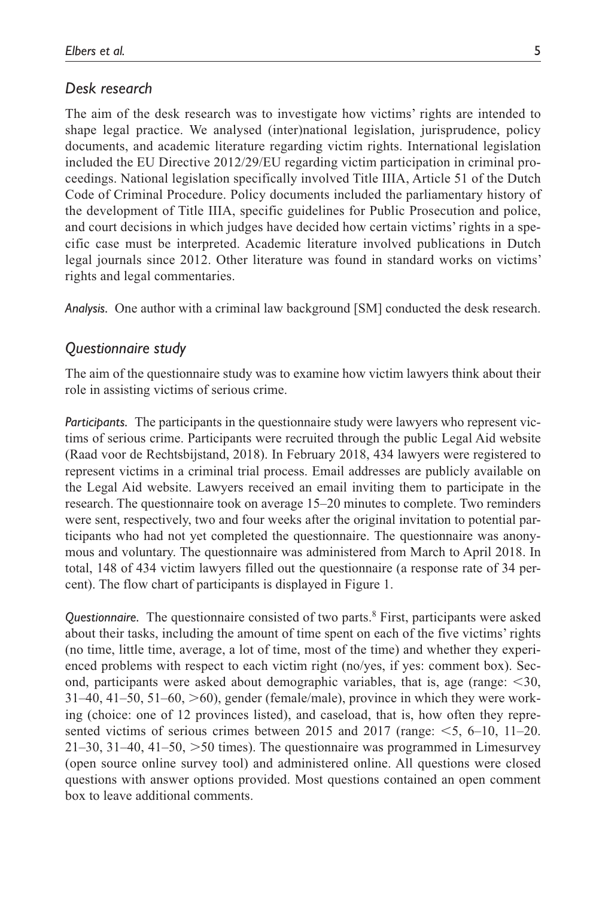## *Desk research*

The aim of the desk research was to investigate how victims' rights are intended to shape legal practice. We analysed (inter)national legislation, jurisprudence, policy documents, and academic literature regarding victim rights. International legislation included the EU Directive 2012/29/EU regarding victim participation in criminal proceedings. National legislation specifically involved Title IIIA, Article 51 of the Dutch Code of Criminal Procedure. Policy documents included the parliamentary history of the development of Title IIIA, specific guidelines for Public Prosecution and police, and court decisions in which judges have decided how certain victims' rights in a specific case must be interpreted. Academic literature involved publications in Dutch legal journals since 2012. Other literature was found in standard works on victims' rights and legal commentaries.

*Analysis.* One author with a criminal law background [SM] conducted the desk research.

## *Questionnaire study*

The aim of the questionnaire study was to examine how victim lawyers think about their role in assisting victims of serious crime.

*Participants.* The participants in the questionnaire study were lawyers who represent victims of serious crime. Participants were recruited through the public Legal Aid website (Raad voor de Rechtsbijstand, 2018). In February 2018, 434 lawyers were registered to represent victims in a criminal trial process. Email addresses are publicly available on the Legal Aid website. Lawyers received an email inviting them to participate in the research. The questionnaire took on average 15–20 minutes to complete. Two reminders were sent, respectively, two and four weeks after the original invitation to potential participants who had not yet completed the questionnaire. The questionnaire was anonymous and voluntary. The questionnaire was administered from March to April 2018. In total, 148 of 434 victim lawyers filled out the questionnaire (a response rate of 34 percent). The flow chart of participants is displayed in Figure 1.

*Questionnaire.* The questionnaire consisted of two parts.[8] First, participants were asked about their tasks, including the amount of time spent on each of the five victims' rights (no time, little time, average, a lot of time, most of the time) and whether they experienced problems with respect to each victim right (no/yes, if yes: comment box). Second, participants were asked about demographic variables, that is, age (range: <30, 31–40, 41–50, 51–60, >60), gender (female/male), province in which they were working (choice: one of 12 provinces listed), and caseload, that is, how often they represented victims of serious crimes between 2015 and 2017 (range: <5, 6–10, 11–20. 21–30, 31–40, 41–50, >50 times). The questionnaire was programmed in Limesurvey (open source online survey tool) and administered online. All questions were closed questions with answer options provided. Most questions contained an open comment box to leave additional comments.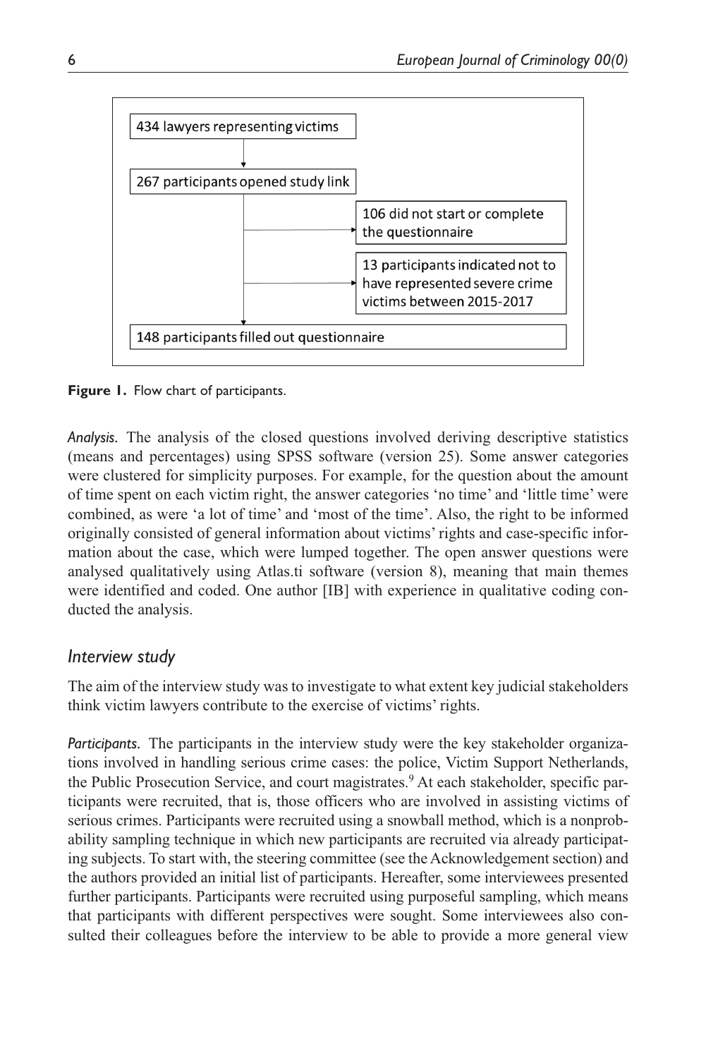434 lawyers representing victims

267 participants opened study link

106 did not start or complete the questionnaire

13 participants indicated not to have represented severe crime victims between 2015-2017

148 participants filled out questionnaire

**Figure 1.** Flow chart of participants.

*Analysis.* The analysis of the closed questions involved deriving descriptive statistics (means and percentages) using SPSS software (version 25). Some answer categories were clustered for simplicity purposes. For example, for the question about the amount of time spent on each victim right, the answer categories 'no time' and 'little time' were combined, as were 'a lot of time' and 'most of the time'. Also, the right to be informed originally consisted of general information about victims' rights and case-specific information about the case, which were lumped together. The open answer questions were analysed qualitatively using Atlas.ti software (version 8), meaning that main themes were identified and coded. One author [IB] with experience in qualitative coding conducted the analysis.

### *Interview study*

The aim of the interview study was to investigate to what extent key judicial stakeholders think victim lawyers contribute to the exercise of victims' rights.

*Participants.* The participants in the interview study were the key stakeholder organizations involved in handling serious crime cases: the police, Victim Support Netherlands, the Public Prosecution Service, and court magistrates.[9] At each stakeholder, specific participants were recruited, that is, those officers who are involved in assisting victims of serious crimes. Participants were recruited using a snowball method, which is a nonprobability sampling technique in which new participants are recruited via already participating subjects. To start with, the steering committee (see the Acknowledgement section) and the authors provided an initial list of participants. Hereafter, some interviewees presented further participants. Participants were recruited using purposeful sampling, which means that participants with different perspectives were sought. Some interviewees also consulted their colleagues before the interview to be able to provide a more general view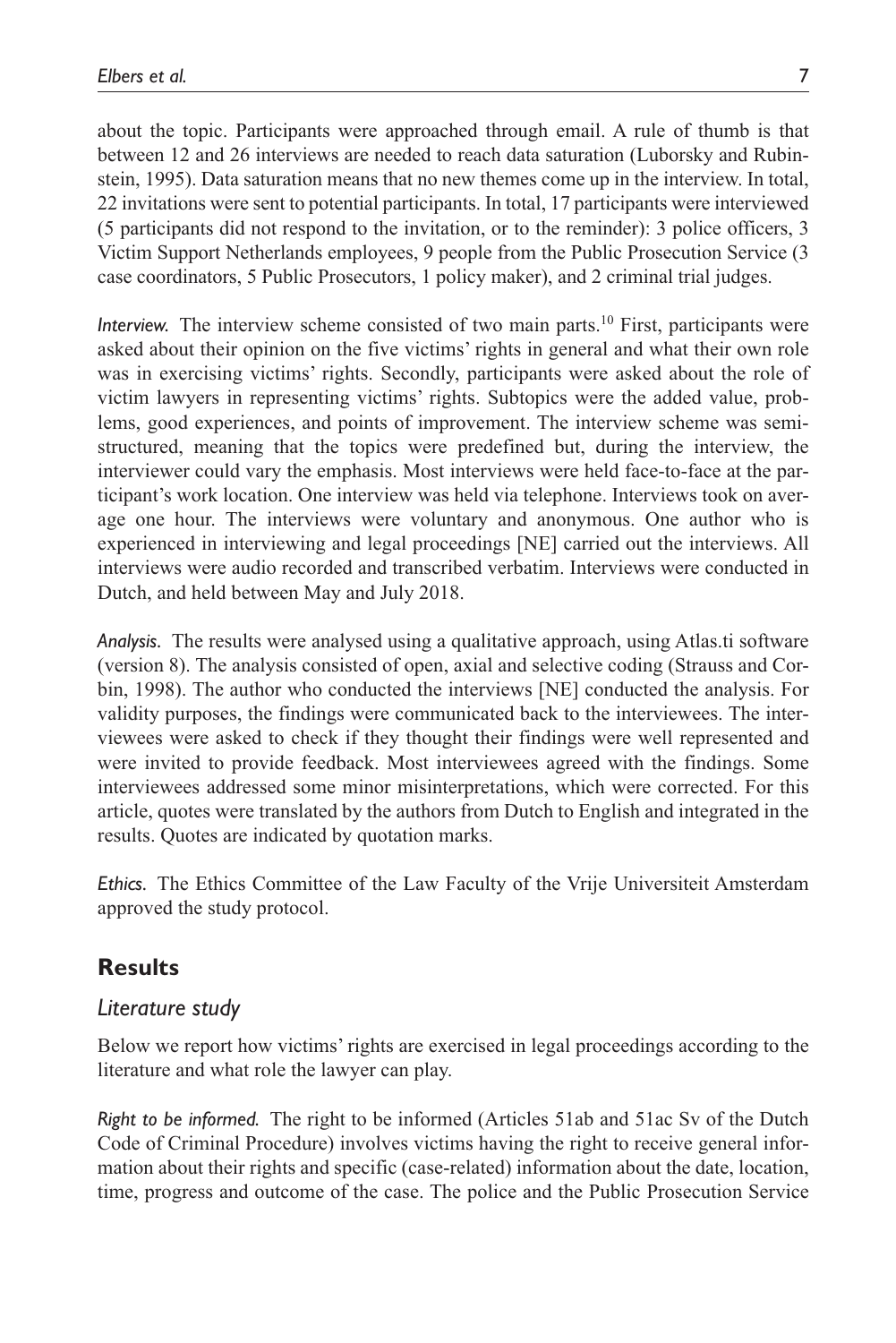about the topic. Participants were approached through email. A rule of thumb is that between 12 and 26 interviews are needed to reach data saturation (Luborsky and Rubinstein, 1995). Data saturation means that no new themes come up in the interview. In total, 22 invitations were sent to potential participants. In total, 17 participants were interviewed (5 participants did not respond to the invitation, or to the reminder): 3 police officers, 3 Victim Support Netherlands employees, 9 people from the Public Prosecution Service (3 case coordinators, 5 Public Prosecutors, 1 policy maker), and 2 criminal trial judges.

*Interview.* The interview scheme consisted of two main parts.[10] First, participants were asked about their opinion on the five victims' rights in general and what their own role was in exercising victims' rights. Secondly, participants were asked about the role of victim lawyers in representing victims' rights. Subtopics were the added value, problems, good experiences, and points of improvement. The interview scheme was semi-structured, meaning that the topics were predefined but, during the interview, the interviewer could vary the emphasis. Most interviews were held face-to-face at the participant's work location. One interview was held via telephone. Interviews took on average one hour. The interviews were voluntary and anonymous. One author who is experienced in interviewing and legal proceedings [NE] carried out the interviews. All interviews were audio recorded and transcribed verbatim. Interviews were conducted in Dutch, and held between May and July 2018.

*Analysis.* The results were analysed using a qualitative approach, using Atlas.ti software (version 8). The analysis consisted of open, axial and selective coding (Strauss and Corbin, 1998). The author who conducted the interviews [NE] conducted the analysis. For validity purposes, the findings were communicated back to the interviewees. The interviewees were asked to check if they thought their findings were well represented and were invited to provide feedback. Most interviewees agreed with the findings. Some interviewees addressed some minor misinterpretations, which were corrected. For this article, quotes were translated by the authors from Dutch to English and integrated in the results. Quotes are indicated by quotation marks.

*Ethics.* The Ethics Committee of the Law Faculty of the Vrije Universiteit Amsterdam approved the study protocol.

## Results

### Literature study

Below we report how victims' rights are exercised in legal proceedings according to the literature and what role the lawyer can play.

*Right to be informed.* The right to be informed (Articles 51ab and 51ac Sv of the Dutch Code of Criminal Procedure) involves victims having the right to receive general information about their rights and specific (case-related) information about the date, location, time, progress and outcome of the case. The police and the Public Prosecution Service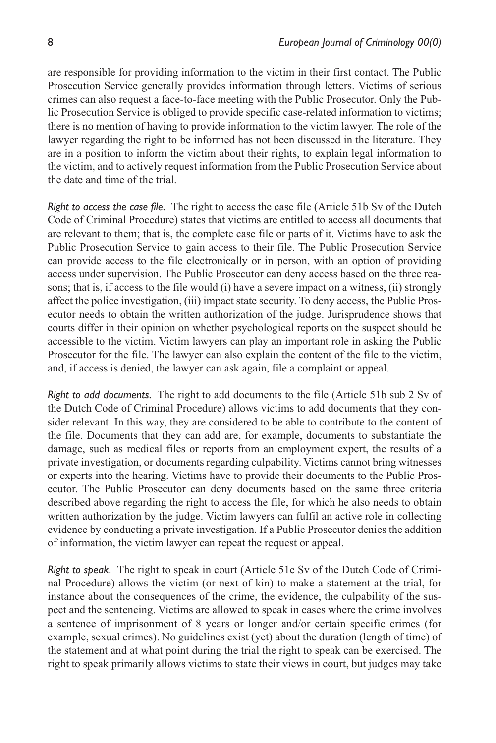are responsible for providing information to the victim in their first contact. The Public Prosecution Service generally provides information through letters. Victims of serious crimes can also request a face-to-face meeting with the Public Prosecutor. Only the Public Prosecution Service is obliged to provide specific case-related information to victims; there is no mention of having to provide information to the victim lawyer. The role of the lawyer regarding the right to be informed has not been discussed in the literature. They are in a position to inform the victim about their rights, to explain legal information to the victim, and to actively request information from the Public Prosecution Service about the date and time of the trial.

*Right to access the case file.* The right to access the case file (Article 51b Sv of the Dutch Code of Criminal Procedure) states that victims are entitled to access all documents that are relevant to them; that is, the complete case file or parts of it. Victims have to ask the Public Prosecution Service to gain access to their file. The Public Prosecution Service can provide access to the file electronically or in person, with an option of providing access under supervision. The Public Prosecutor can deny access based on the three reasons; that is, if access to the file would (i) have a severe impact on a witness, (ii) strongly affect the police investigation, (iii) impact state security. To deny access, the Public Prosecutor needs to obtain the written authorization of the judge. Jurisprudence shows that courts differ in their opinion on whether psychological reports on the suspect should be accessible to the victim. Victim lawyers can play an important role in asking the Public Prosecutor for the file. The lawyer can also explain the content of the file to the victim, and, if access is denied, the lawyer can ask again, file a complaint or appeal.

*Right to add documents.* The right to add documents to the file (Article 51b sub 2 Sv of the Dutch Code of Criminal Procedure) allows victims to add documents that they consider relevant. In this way, they are considered to be able to contribute to the content of the file. Documents that they can add are, for example, documents to substantiate the damage, such as medical files or reports from an employment expert, the results of a private investigation, or documents regarding culpability. Victims cannot bring witnesses or experts into the hearing. Victims have to provide their documents to the Public Prosecutor. The Public Prosecutor can deny documents based on the same three criteria described above regarding the right to access the file, for which he also needs to obtain written authorization by the judge. Victim lawyers can fulfil an active role in collecting evidence by conducting a private investigation. If a Public Prosecutor denies the addition of information, the victim lawyer can repeat the request or appeal.

*Right to speak.* The right to speak in court (Article 51e Sv of the Dutch Code of Criminal Procedure) allows the victim (or next of kin) to make a statement at the trial, for instance about the consequences of the crime, the evidence, the culpability of the suspect and the sentencing. Victims are allowed to speak in cases where the crime involves a sentence of imprisonment of 8 years or longer and/or certain specific crimes (for example, sexual crimes). No guidelines exist (yet) about the duration (length of time) of the statement and at what point during the trial the right to speak can be exercised. The right to speak primarily allows victims to state their views in court, but judges may take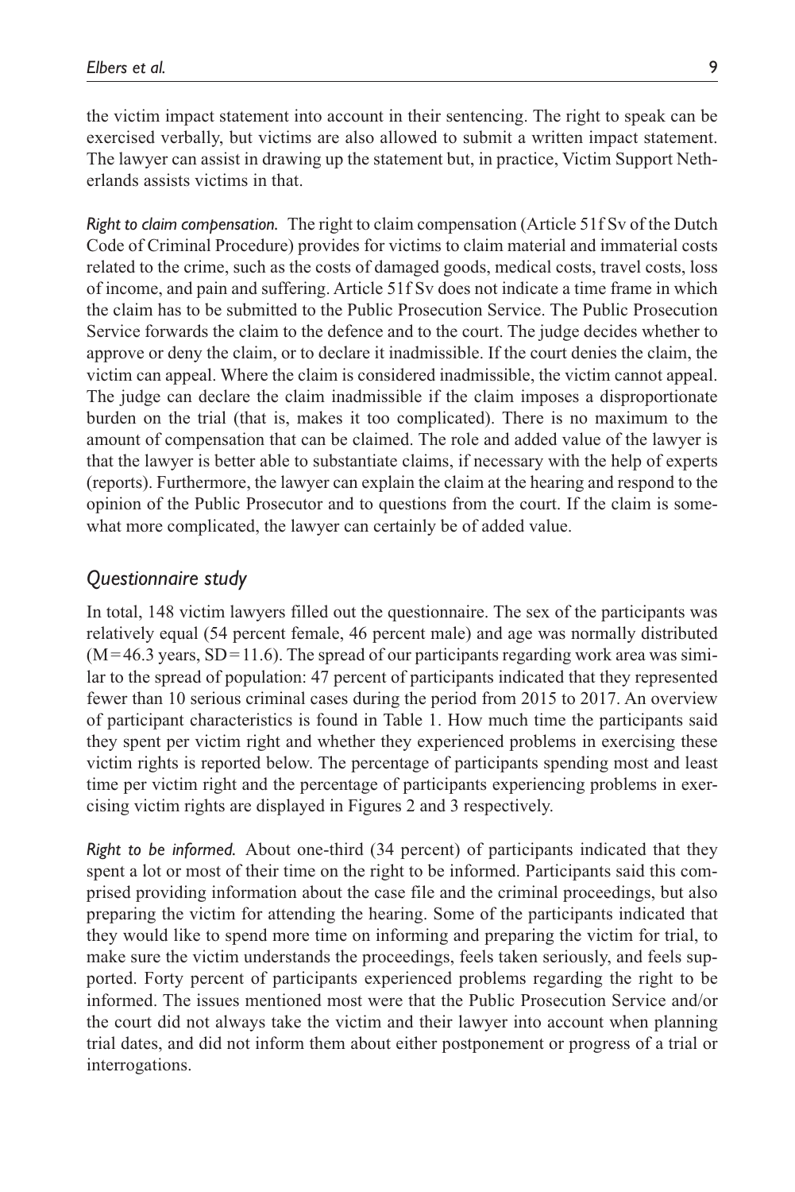the victim impact statement into account in their sentencing. The right to speak can be exercised verbally, but victims are also allowed to submit a written impact statement. The lawyer can assist in drawing up the statement but, in practice, Victim Support Netherlands assists victims in that.

*Right to claim compensation.* The right to claim compensation (Article 51f Sv of the Dutch Code of Criminal Procedure) provides for victims to claim material and immaterial costs related to the crime, such as the costs of damaged goods, medical costs, travel costs, loss of income, and pain and suffering. Article 51f Sv does not indicate a time frame in which the claim has to be submitted to the Public Prosecution Service. The Public Prosecution Service forwards the claim to the defence and to the court. The judge decides whether to approve or deny the claim, or to declare it inadmissible. If the court denies the claim, the victim can appeal. Where the claim is considered inadmissible, the victim cannot appeal. The judge can declare the claim inadmissible if the claim imposes a disproportionate burden on the trial (that is, makes it too complicated). There is no maximum to the amount of compensation that can be claimed. The role and added value of the lawyer is that the lawyer is better able to substantiate claims, if necessary with the help of experts (reports). Furthermore, the lawyer can explain the claim at the hearing and respond to the opinion of the Public Prosecutor and to questions from the court. If the claim is somewhat more complicated, the lawyer can certainly be of added value.

## Questionnaire study

In total, 148 victim lawyers filled out the questionnaire. The sex of the participants was relatively equal (54 percent female, 46 percent male) and age was normally distributed ($M = 46.3$ years, $SD = 11.6$). The spread of our participants regarding work area was similar to the spread of population: 47 percent of participants indicated that they represented fewer than 10 serious criminal cases during the period from 2015 to 2017. An overview of participant characteristics is found in Table 1. How much time the participants said they spent per victim right and whether they experienced problems in exercising these victim rights is reported below. The percentage of participants spending most and least time per victim right and the percentage of participants experiencing problems in exercising victim rights are displayed in Figures 2 and 3 respectively.

*Right to be informed.* About one-third (34 percent) of participants indicated that they spent a lot or most of their time on the right to be informed. Participants said this comprised providing information about the case file and the criminal proceedings, but also preparing the victim for attending the hearing. Some of the participants indicated that they would like to spend more time on informing and preparing the victim for trial, to make sure the victim understands the proceedings, feels taken seriously, and feels supported. Forty percent of participants experienced problems regarding the right to be informed. The issues mentioned most were that the Public Prosecution Service and/or the court did not always take the victim and their lawyer into account when planning trial dates, and did not inform them about either postponement or progress of a trial or interrogations.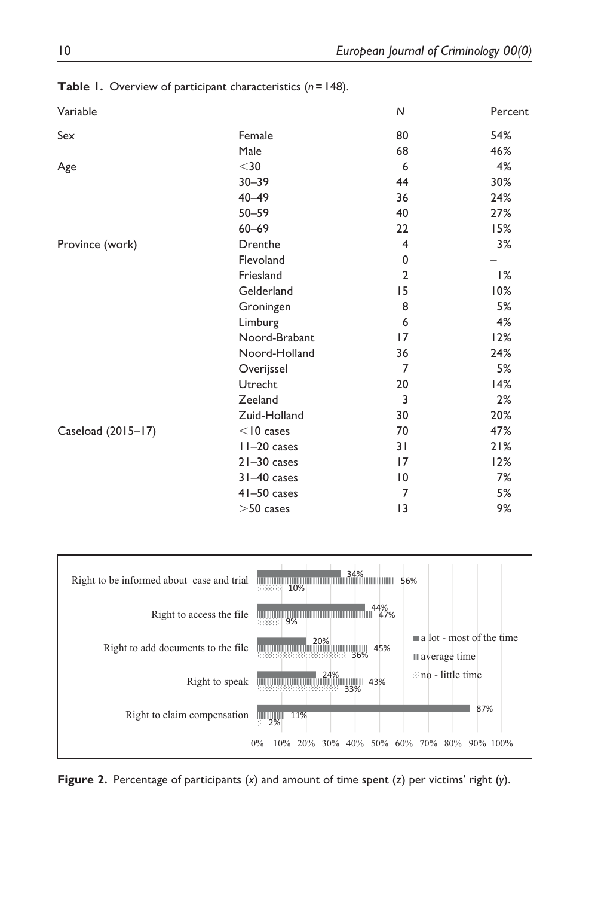**Table 1.** Overview of participant characteristics (*n* = 148).

| Variable | | *N* | Percent |
|---|---|---|---|
| Sex | Female | 80 | 54% |
| | Male | 68 | 46% |
| Age | <30 | 6 | 4% |
| | 30–39 | 44 | 30% |
| | 40–49 | 36 | 24% |
| | 50–59 | 40 | 27% |
| | 60–69 | 22 | 15% |
| Province (work) | Drenthe | 4 | 3% |
| | Flevoland | 0 | – |
| | Friesland | 2 | 1% |
| | Gelderland | 15 | 10% |
| | Groningen | 8 | 5% |
| | Limburg | 6 | 4% |
| | Noord-Brabant | 17 | 12% |
| | Noord-Holland | 36 | 24% |
| | Overijssel | 7 | 5% |
| | Utrecht | 20 | 14% |
| | Zeeland | 3 | 2% |
| | Zuid-Holland | 30 | 20% |
| Caseload (2015–17) | <10 cases | 70 | 47% |
| | 11–20 cases | 31 | 21% |
| | 21–30 cases | 17 | 12% |
| | 31–40 cases | 10 | 7% |
| | 41–50 cases | 7 | 5% |
| | >50 cases | 13 | 9% |

**Figure 2.** Percentage of participants (*x*) and amount of time spent (*z*) per victims' right (*y*).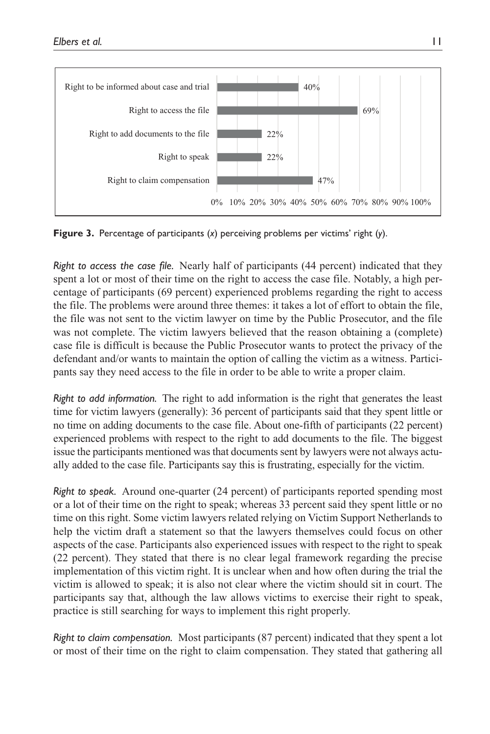| Victims' right | Percentage of participants perceiving problems |
| --- | --- |
| Right to be informed about case and trial | 40% |
| Right to access the file | 69% |
| Right to add documents to the file | 22% |
| Right to speak | 22% |
| Right to claim compensation | 47% |

**Figure 3.** Percentage of participants (*x*) perceiving problems per victims' right (*y*).

*Right to access the case file.* Nearly half of participants (44 percent) indicated that they spent a lot or most of their time on the right to access the case file. Notably, a high percentage of participants (69 percent) experienced problems regarding the right to access the file. The problems were around three themes: it takes a lot of effort to obtain the file, the file was not sent to the victim lawyer on time by the Public Prosecutor, and the file was not complete. The victim lawyers believed that the reason obtaining a (complete) case file is difficult is because the Public Prosecutor wants to protect the privacy of the defendant and/or wants to maintain the option of calling the victim as a witness. Participants say they need access to the file in order to be able to write a proper claim.

*Right to add information.* The right to add information is the right that generates the least time for victim lawyers (generally): 36 percent of participants said that they spent little or no time on adding documents to the case file. About one-fifth of participants (22 percent) experienced problems with respect to the right to add documents to the file. The biggest issue the participants mentioned was that documents sent by lawyers were not always actually added to the case file. Participants say this is frustrating, especially for the victim.

*Right to speak.* Around one-quarter (24 percent) of participants reported spending most or a lot of their time on the right to speak; whereas 33 percent said they spent little or no time on this right. Some victim lawyers related relying on Victim Support Netherlands to help the victim draft a statement so that the lawyers themselves could focus on other aspects of the case. Participants also experienced issues with respect to the right to speak (22 percent). They stated that there is no clear legal framework regarding the precise implementation of this victim right. It is unclear when and how often during the trial the victim is allowed to speak; it is also not clear where the victim should sit in court. The participants say that, although the law allows victims to exercise their right to speak, practice is still searching for ways to implement this right properly.

*Right to claim compensation.* Most participants (87 percent) indicated that they spent a lot or most of their time on the right to claim compensation. They stated that gathering all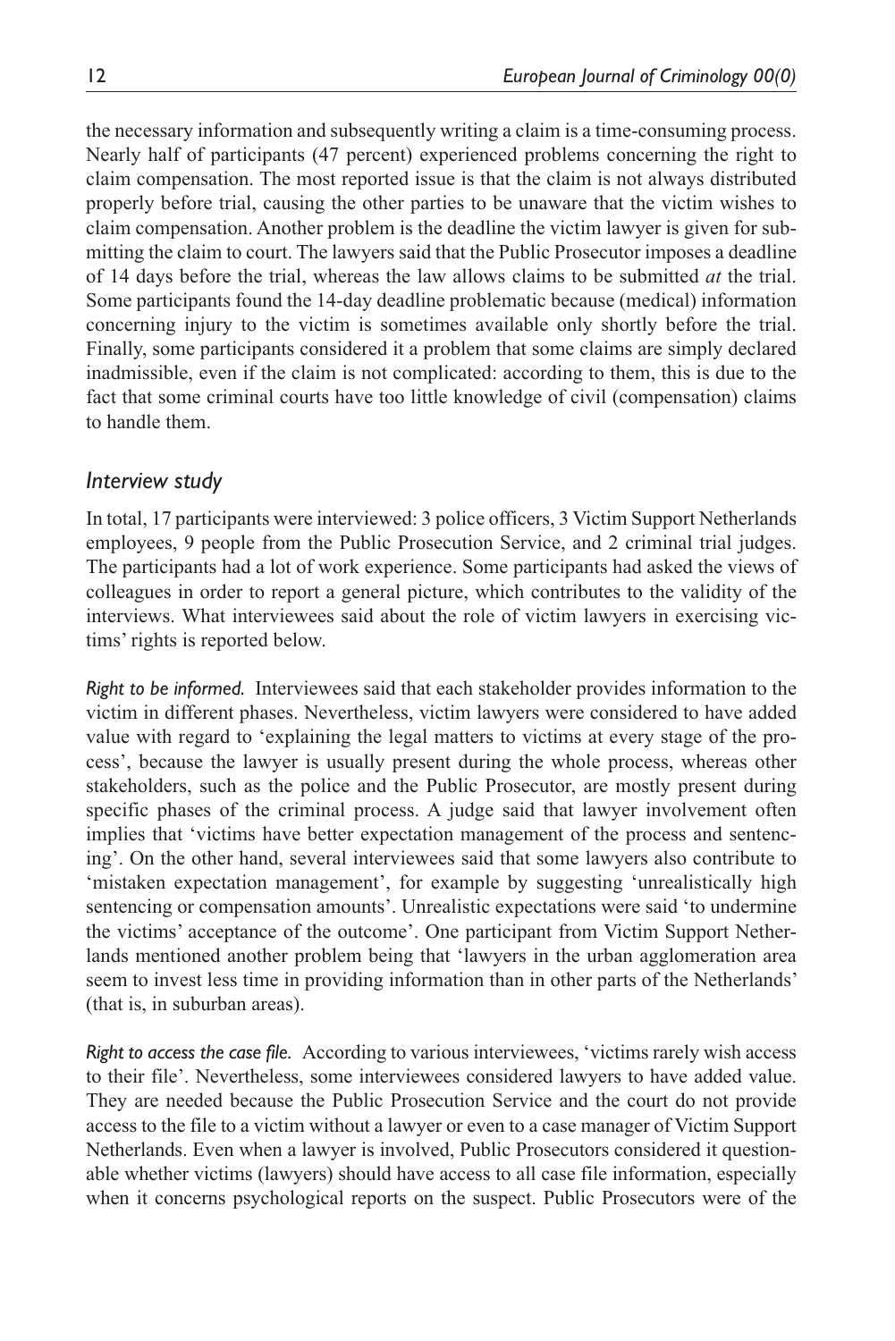the necessary information and subsequently writing a claim is a time-consuming process. Nearly half of participants (47 percent) experienced problems concerning the right to claim compensation. The most reported issue is that the claim is not always distributed properly before trial, causing the other parties to be unaware that the victim wishes to claim compensation. Another problem is the deadline the victim lawyer is given for submitting the claim to court. The lawyers said that the Public Prosecutor imposes a deadline of 14 days before the trial, whereas the law allows claims to be submitted *at* the trial. Some participants found the 14-day deadline problematic because (medical) information concerning injury to the victim is sometimes available only shortly before the trial. Finally, some participants considered it a problem that some claims are simply declared inadmissible, even if the claim is not complicated: according to them, this is due to the fact that some criminal courts have too little knowledge of civil (compensation) claims to handle them.

### *Interview study*

In total, 17 participants were interviewed: 3 police officers, 3 Victim Support Netherlands employees, 9 people from the Public Prosecution Service, and 2 criminal trial judges. The participants had a lot of work experience. Some participants had asked the views of colleagues in order to report a general picture, which contributes to the validity of the interviews. What interviewees said about the role of victim lawyers in exercising victims' rights is reported below.

*Right to be informed.* Interviewees said that each stakeholder provides information to the victim in different phases. Nevertheless, victim lawyers were considered to have added value with regard to 'explaining the legal matters to victims at every stage of the process', because the lawyer is usually present during the whole process, whereas other stakeholders, such as the police and the Public Prosecutor, are mostly present during specific phases of the criminal process. A judge said that lawyer involvement often implies that 'victims have better expectation management of the process and sentencing'. On the other hand, several interviewees said that some lawyers also contribute to 'mistaken expectation management', for example by suggesting 'unrealistically high sentencing or compensation amounts'. Unrealistic expectations were said 'to undermine the victims' acceptance of the outcome'. One participant from Victim Support Netherlands mentioned another problem being that 'lawyers in the urban agglomeration area seem to invest less time in providing information than in other parts of the Netherlands' (that is, in suburban areas).

*Right to access the case file.* According to various interviewees, 'victims rarely wish access to their file'. Nevertheless, some interviewees considered lawyers to have added value. They are needed because the Public Prosecution Service and the court do not provide access to the file to a victim without a lawyer or even to a case manager of Victim Support Netherlands. Even when a lawyer is involved, Public Prosecutors considered it questionable whether victims (lawyers) should have access to all case file information, especially when it concerns psychological reports on the suspect. Public Prosecutors were of the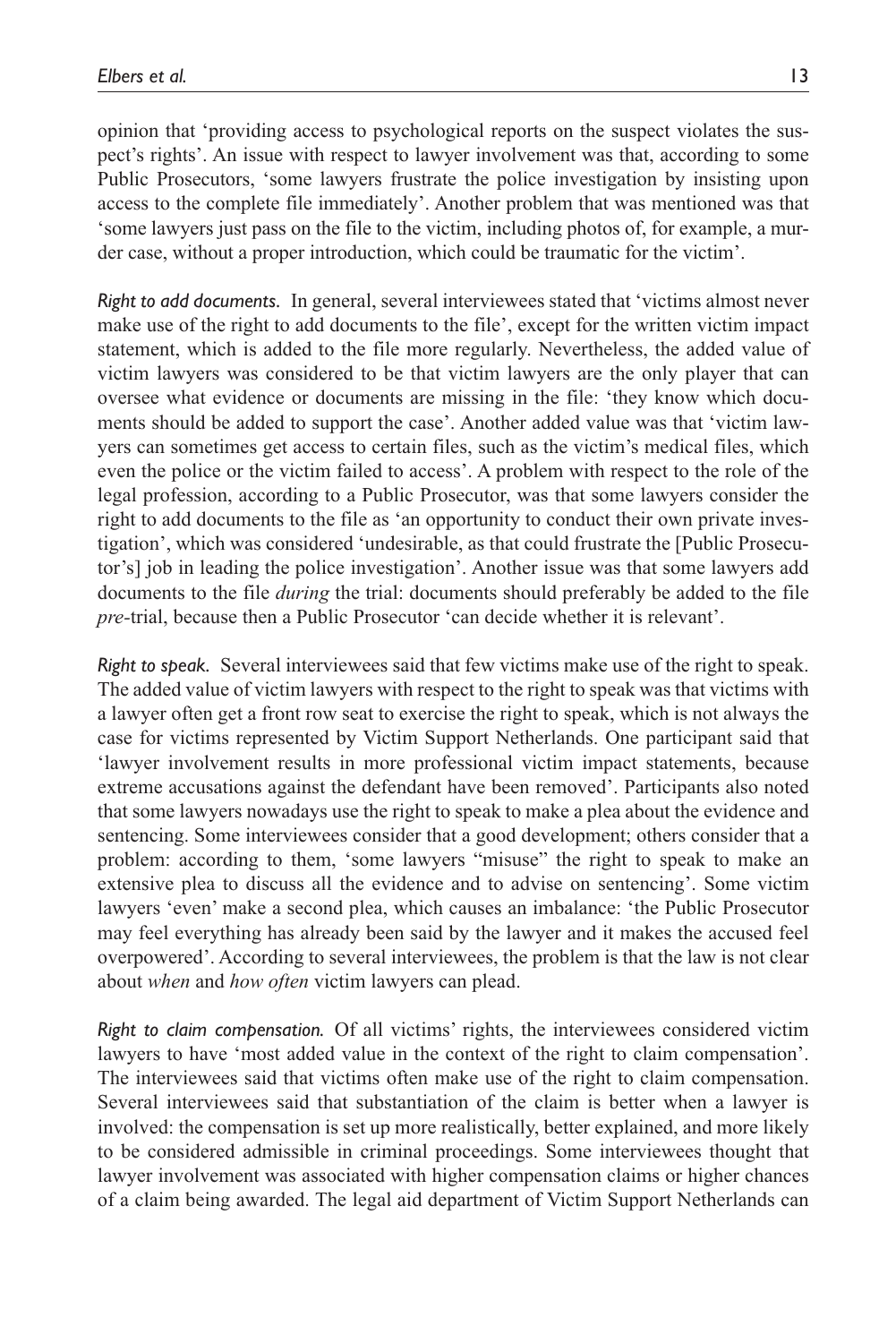opinion that 'providing access to psychological reports on the suspect violates the suspect's rights'. An issue with respect to lawyer involvement was that, according to some Public Prosecutors, 'some lawyers frustrate the police investigation by insisting upon access to the complete file immediately'. Another problem that was mentioned was that 'some lawyers just pass on the file to the victim, including photos of, for example, a murder case, without a proper introduction, which could be traumatic for the victim'.

*Right to add documents.* In general, several interviewees stated that 'victims almost never make use of the right to add documents to the file', except for the written victim impact statement, which is added to the file more regularly. Nevertheless, the added value of victim lawyers was considered to be that victim lawyers are the only player that can oversee what evidence or documents are missing in the file: 'they know which documents should be added to support the case'. Another added value was that 'victim lawyers can sometimes get access to certain files, such as the victim's medical files, which even the police or the victim failed to access'. A problem with respect to the role of the legal profession, according to a Public Prosecutor, was that some lawyers consider the right to add documents to the file as 'an opportunity to conduct their own private investigation', which was considered 'undesirable, as that could frustrate the [Public Prosecutor's] job in leading the police investigation'. Another issue was that some lawyers add documents to the file *during* the trial: documents should preferably be added to the file *pre*-trial, because then a Public Prosecutor 'can decide whether it is relevant'.

*Right to speak.* Several interviewees said that few victims make use of the right to speak. The added value of victim lawyers with respect to the right to speak was that victims with a lawyer often get a front row seat to exercise the right to speak, which is not always the case for victims represented by Victim Support Netherlands. One participant said that 'lawyer involvement results in more professional victim impact statements, because extreme accusations against the defendant have been removed'. Participants also noted that some lawyers nowadays use the right to speak to make a plea about the evidence and sentencing. Some interviewees consider that a good development; others consider that a problem: according to them, 'some lawyers "misuse" the right to speak to make an extensive plea to discuss all the evidence and to advise on sentencing'. Some victim lawyers 'even' make a second plea, which causes an imbalance: 'the Public Prosecutor may feel everything has already been said by the lawyer and it makes the accused feel overpowered'. According to several interviewees, the problem is that the law is not clear about *when* and *how often* victim lawyers can plead.

*Right to claim compensation.* Of all victims' rights, the interviewees considered victim lawyers to have 'most added value in the context of the right to claim compensation'. The interviewees said that victims often make use of the right to claim compensation. Several interviewees said that substantiation of the claim is better when a lawyer is involved: the compensation is set up more realistically, better explained, and more likely to be considered admissible in criminal proceedings. Some interviewees thought that lawyer involvement was associated with higher compensation claims or higher chances of a claim being awarded. The legal aid department of Victim Support Netherlands can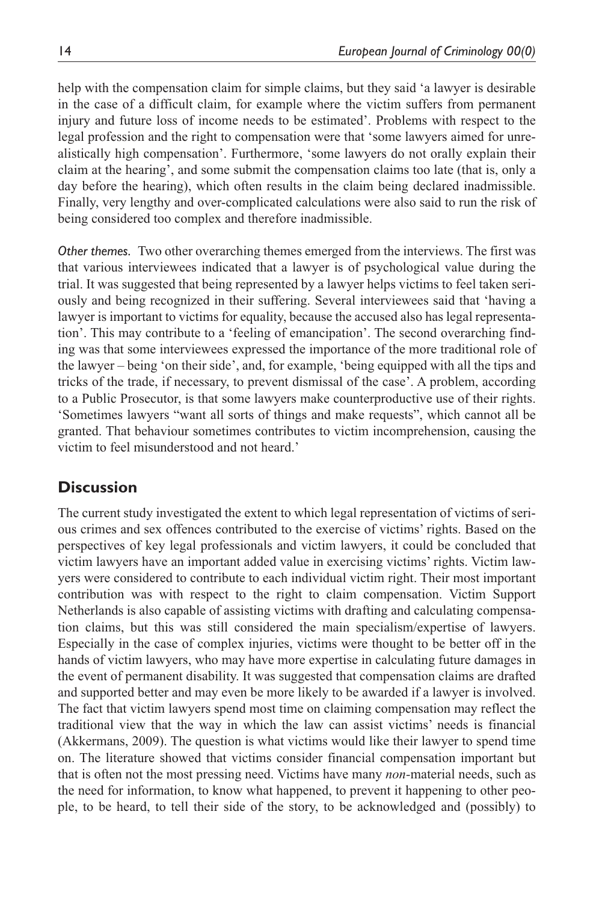help with the compensation claim for simple claims, but they said 'a lawyer is desirable in the case of a difficult claim, for example where the victim suffers from permanent injury and future loss of income needs to be estimated'. Problems with respect to the legal profession and the right to compensation were that 'some lawyers aimed for unrealistically high compensation'. Furthermore, 'some lawyers do not orally explain their claim at the hearing', and some submit the compensation claims too late (that is, only a day before the hearing), which often results in the claim being declared inadmissible. Finally, very lengthy and over-complicated calculations were also said to run the risk of being considered too complex and therefore inadmissible.

*Other themes.* Two other overarching themes emerged from the interviews. The first was that various interviewees indicated that a lawyer is of psychological value during the trial. It was suggested that being represented by a lawyer helps victims to feel taken seriously and being recognized in their suffering. Several interviewees said that 'having a lawyer is important to victims for equality, because the accused also has legal representation'. This may contribute to a 'feeling of emancipation'. The second overarching finding was that some interviewees expressed the importance of the more traditional role of the lawyer – being 'on their side', and, for example, 'being equipped with all the tips and tricks of the trade, if necessary, to prevent dismissal of the case'. A problem, according to a Public Prosecutor, is that some lawyers make counterproductive use of their rights. 'Sometimes lawyers "want all sorts of things and make requests", which cannot all be granted. That behaviour sometimes contributes to victim incomprehension, causing the victim to feel misunderstood and not heard.'

## Discussion

The current study investigated the extent to which legal representation of victims of serious crimes and sex offences contributed to the exercise of victims' rights. Based on the perspectives of key legal professionals and victim lawyers, it could be concluded that victim lawyers have an important added value in exercising victims' rights. Victim lawyers were considered to contribute to each individual victim right. Their most important contribution was with respect to the right to claim compensation. Victim Support Netherlands is also capable of assisting victims with drafting and calculating compensation claims, but this was still considered the main specialism/expertise of lawyers. Especially in the case of complex injuries, victims were thought to be better off in the hands of victim lawyers, who may have more expertise in calculating future damages in the event of permanent disability. It was suggested that compensation claims are drafted and supported better and may even be more likely to be awarded if a lawyer is involved. The fact that victim lawyers spend most time on claiming compensation may reflect the traditional view that the way in which the law can assist victims' needs is financial (Akkermans, 2009). The question is what victims would like their lawyer to spend time on. The literature showed that victims consider financial compensation important but that is often not the most pressing need. Victims have many *non*-material needs, such as the need for information, to know what happened, to prevent it happening to other people, to be heard, to tell their side of the story, to be acknowledged and (possibly) to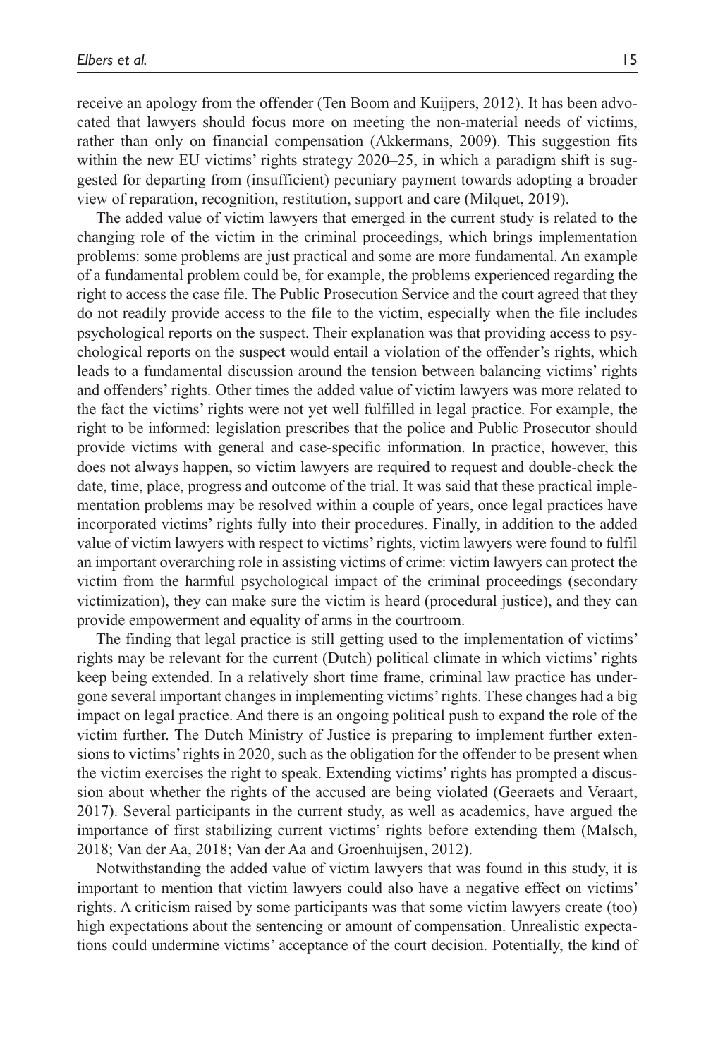receive an apology from the offender (Ten Boom and Kuijpers, 2012). It has been advocated that lawyers should focus more on meeting the non-material needs of victims, rather than only on financial compensation (Akkermans, 2009). This suggestion fits within the new EU victims' rights strategy 2020–25, in which a paradigm shift is suggested for departing from (insufficient) pecuniary payment towards adopting a broader view of reparation, recognition, restitution, support and care (Milquet, 2019).

The added value of victim lawyers that emerged in the current study is related to the changing role of the victim in the criminal proceedings, which brings implementation problems: some problems are just practical and some are more fundamental. An example of a fundamental problem could be, for example, the problems experienced regarding the right to access the case file. The Public Prosecution Service and the court agreed that they do not readily provide access to the file to the victim, especially when the file includes psychological reports on the suspect. Their explanation was that providing access to psychological reports on the suspect would entail a violation of the offender's rights, which leads to a fundamental discussion around the tension between balancing victims' rights and offenders' rights. Other times the added value of victim lawyers was more related to the fact the victims' rights were not yet well fulfilled in legal practice. For example, the right to be informed: legislation prescribes that the police and Public Prosecutor should provide victims with general and case-specific information. In practice, however, this does not always happen, so victim lawyers are required to request and double-check the date, time, place, progress and outcome of the trial. It was said that these practical implementation problems may be resolved within a couple of years, once legal practices have incorporated victims' rights fully into their procedures. Finally, in addition to the added value of victim lawyers with respect to victims' rights, victim lawyers were found to fulfil an important overarching role in assisting victims of crime: victim lawyers can protect the victim from the harmful psychological impact of the criminal proceedings (secondary victimization), they can make sure the victim is heard (procedural justice), and they can provide empowerment and equality of arms in the courtroom.

The finding that legal practice is still getting used to the implementation of victims' rights may be relevant for the current (Dutch) political climate in which victims' rights keep being extended. In a relatively short time frame, criminal law practice has undergone several important changes in implementing victims' rights. These changes had a big impact on legal practice. And there is an ongoing political push to expand the role of the victim further. The Dutch Ministry of Justice is preparing to implement further extensions to victims' rights in 2020, such as the obligation for the offender to be present when the victim exercises the right to speak. Extending victims' rights has prompted a discussion about whether the rights of the accused are being violated (Geeraets and Veraart, 2017). Several participants in the current study, as well as academics, have argued the importance of first stabilizing current victims' rights before extending them (Malsch, 2018; Van der Aa, 2018; Van der Aa and Groenhuijsen, 2012).

Notwithstanding the added value of victim lawyers that was found in this study, it is important to mention that victim lawyers could also have a negative effect on victims' rights. A criticism raised by some participants was that some victim lawyers create (too) high expectations about the sentencing or amount of compensation. Unrealistic expectations could undermine victims' acceptance of the court decision. Potentially, the kind of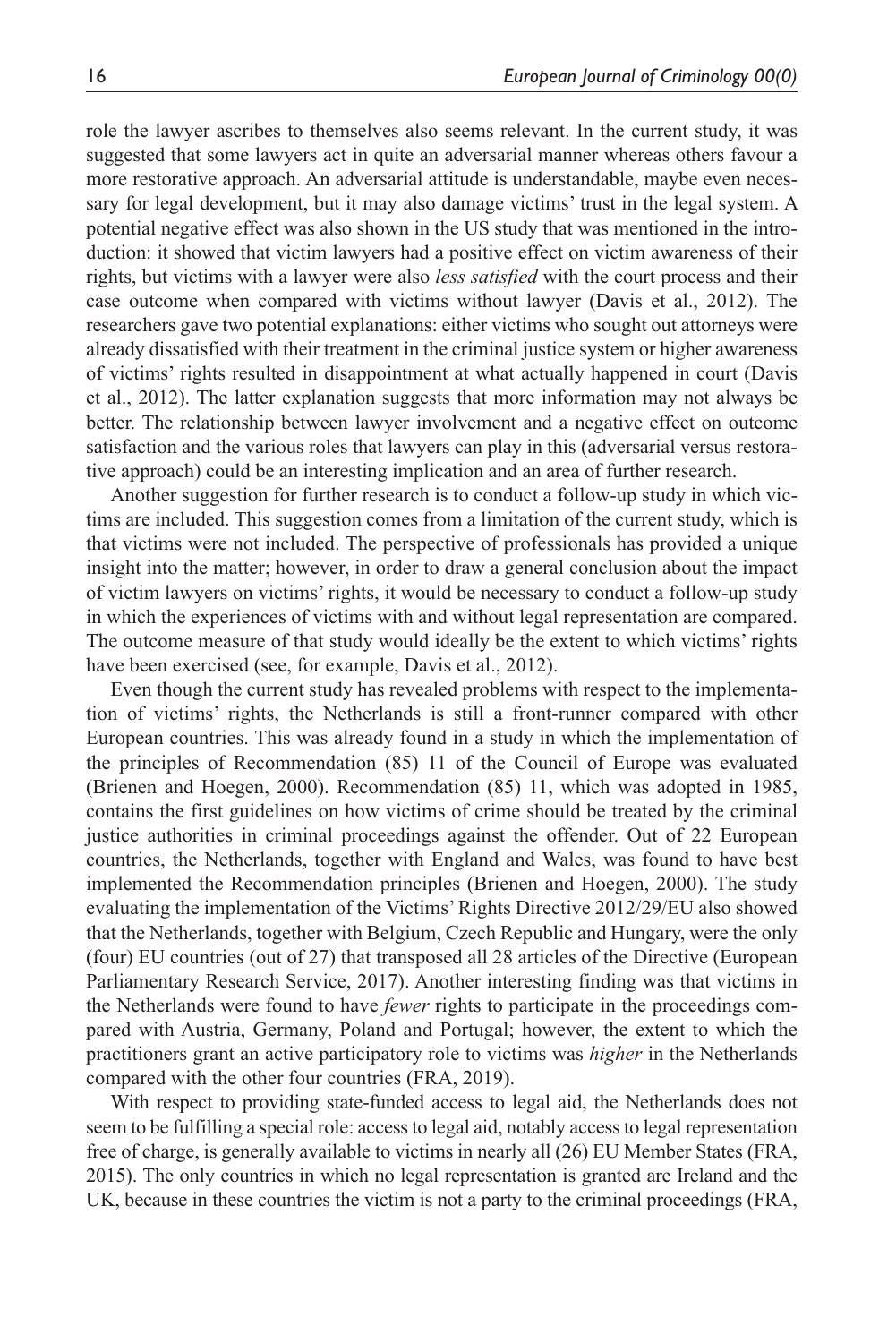role the lawyer ascribes to themselves also seems relevant. In the current study, it was suggested that some lawyers act in quite an adversarial manner whereas others favour a more restorative approach. An adversarial attitude is understandable, maybe even necessary for legal development, but it may also damage victims' trust in the legal system. A potential negative effect was also shown in the US study that was mentioned in the introduction: it showed that victim lawyers had a positive effect on victim awareness of their rights, but victims with a lawyer were also *less satisfied* with the court process and their case outcome when compared with victims without lawyer (Davis et al., 2012). The researchers gave two potential explanations: either victims who sought out attorneys were already dissatisfied with their treatment in the criminal justice system or higher awareness of victims' rights resulted in disappointment at what actually happened in court (Davis et al., 2012). The latter explanation suggests that more information may not always be better. The relationship between lawyer involvement and a negative effect on outcome satisfaction and the various roles that lawyers can play in this (adversarial versus restorative approach) could be an interesting implication and an area of further research.

Another suggestion for further research is to conduct a follow-up study in which victims are included. This suggestion comes from a limitation of the current study, which is that victims were not included. The perspective of professionals has provided a unique insight into the matter; however, in order to draw a general conclusion about the impact of victim lawyers on victims' rights, it would be necessary to conduct a follow-up study in which the experiences of victims with and without legal representation are compared. The outcome measure of that study would ideally be the extent to which victims' rights have been exercised (see, for example, Davis et al., 2012).

Even though the current study has revealed problems with respect to the implementation of victims' rights, the Netherlands is still a front-runner compared with other European countries. This was already found in a study in which the implementation of the principles of Recommendation (85) 11 of the Council of Europe was evaluated (Brienen and Hoegen, 2000). Recommendation (85) 11, which was adopted in 1985, contains the first guidelines on how victims of crime should be treated by the criminal justice authorities in criminal proceedings against the offender. Out of 22 European countries, the Netherlands, together with England and Wales, was found to have best implemented the Recommendation principles (Brienen and Hoegen, 2000). The study evaluating the implementation of the Victims' Rights Directive 2012/29/EU also showed that the Netherlands, together with Belgium, Czech Republic and Hungary, were the only (four) EU countries (out of 27) that transposed all 28 articles of the Directive (European Parliamentary Research Service, 2017). Another interesting finding was that victims in the Netherlands were found to have *fewer* rights to participate in the proceedings compared with Austria, Germany, Poland and Portugal; however, the extent to which the practitioners grant an active participatory role to victims was *higher* in the Netherlands compared with the other four countries (FRA, 2019).

With respect to providing state-funded access to legal aid, the Netherlands does not seem to be fulfilling a special role: access to legal aid, notably access to legal representation free of charge, is generally available to victims in nearly all (26) EU Member States (FRA, 2015). The only countries in which no legal representation is granted are Ireland and the UK, because in these countries the victim is not a party to the criminal proceedings (FRA,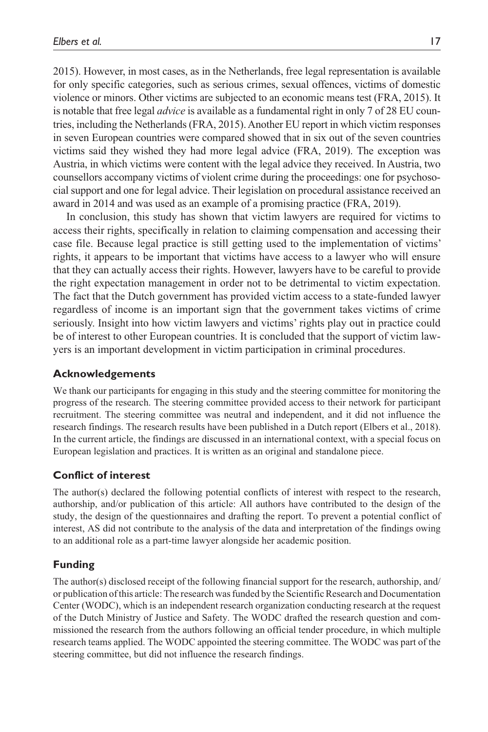2015). However, in most cases, as in the Netherlands, free legal representation is available for only specific categories, such as serious crimes, sexual offences, victims of domestic violence or minors. Other victims are subjected to an economic means test (FRA, 2015). It is notable that free legal *advice* is available as a fundamental right in only 7 of 28 EU countries, including the Netherlands (FRA, 2015). Another EU report in which victim responses in seven European countries were compared showed that in six out of the seven countries victims said they wished they had more legal advice (FRA, 2019). The exception was Austria, in which victims were content with the legal advice they received. In Austria, two counsellors accompany victims of violent crime during the proceedings: one for psychosocial support and one for legal advice. Their legislation on procedural assistance received an award in 2014 and was used as an example of a promising practice (FRA, 2019).

In conclusion, this study has shown that victim lawyers are required for victims to access their rights, specifically in relation to claiming compensation and accessing their case file. Because legal practice is still getting used to the implementation of victims' rights, it appears to be important that victims have access to a lawyer who will ensure that they can actually access their rights. However, lawyers have to be careful to provide the right expectation management in order not to be detrimental to victim expectation. The fact that the Dutch government has provided victim access to a state-funded lawyer regardless of income is an important sign that the government takes victims of crime seriously. Insight into how victim lawyers and victims' rights play out in practice could be of interest to other European countries. It is concluded that the support of victim lawyers is an important development in victim participation in criminal procedures.

### Acknowledgements

We thank our participants for engaging in this study and the steering committee for monitoring the progress of the research. The steering committee provided access to their network for participant recruitment. The steering committee was neutral and independent, and it did not influence the research findings. The research results have been published in a Dutch report (Elbers et al., 2018). In the current article, the findings are discussed in an international context, with a special focus on European legislation and practices. It is written as an original and standalone piece.

### Conflict of interest

The author(s) declared the following potential conflicts of interest with respect to the research, authorship, and/or publication of this article: All authors have contributed to the design of the study, the design of the questionnaires and drafting the report. To prevent a potential conflict of interest, AS did not contribute to the analysis of the data and interpretation of the findings owing to an additional role as a part-time lawyer alongside her academic position.

### Funding

The author(s) disclosed receipt of the following financial support for the research, authorship, and/or publication of this article: The research was funded by the Scientific Research and Documentation Center (WODC), which is an independent research organization conducting research at the request of the Dutch Ministry of Justice and Safety. The WODC drafted the research question and commissioned the research from the authors following an official tender procedure, in which multiple research teams applied. The WODC appointed the steering committee. The WODC was part of the steering committee, but did not influence the research findings.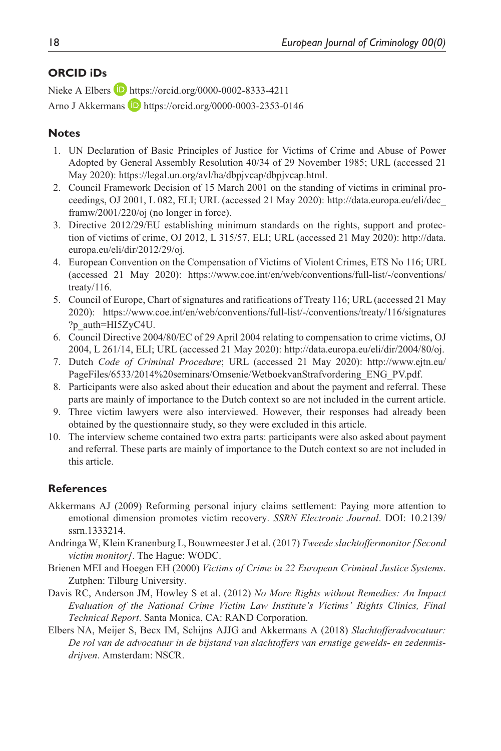## ORCID iDs

Nieke A Elbers https://orcid.org/0000-0002-8333-4211

Arno J Akkermans https://orcid.org/0000-0003-2353-0146

## Notes

1. UN Declaration of Basic Principles of Justice for Victims of Crime and Abuse of Power Adopted by General Assembly Resolution 40/34 of 29 November 1985; URL (accessed 21 May 2020): https://legal.un.org/avl/ha/dbpjvcap/dbpjvcap.html.
2. Council Framework Decision of 15 March 2001 on the standing of victims in criminal proceedings, OJ 2001, L 082, ELI; URL (accessed 21 May 2020): http://data.europa.eu/eli/dec_framw/2001/220/oj (no longer in force).
3. Directive 2012/29/EU establishing minimum standards on the rights, support and protection of victims of crime, OJ 2012, L 315/57, ELI; URL (accessed 21 May 2020): http://data.europa.eu/eli/dir/2012/29/oj.
4. European Convention on the Compensation of Victims of Violent Crimes, ETS No 116; URL (accessed 21 May 2020): https://www.coe.int/en/web/conventions/full-list/-/conventions/treaty/116.
5. Council of Europe, Chart of signatures and ratifications of Treaty 116; URL (accessed 21 May 2020): https://www.coe.int/en/web/conventions/full-list/-/conventions/treaty/116/signatures?p_auth=HI5ZyC4U.
6. Council Directive 2004/80/EC of 29 April 2004 relating to compensation to crime victims, OJ 2004, L 261/14, ELI; URL (accessed 21 May 2020): http://data.europa.eu/eli/dir/2004/80/oj.
7. Dutch *Code of Criminal Procedure*; URL (accessed 21 May 2020): http://www.ejtn.eu/PageFiles/6533/2014%20seminars/Omsenie/WetboekvanStrafvordering_ENG_PV.pdf.
8. Participants were also asked about their education and about the payment and referral. These parts are mainly of importance to the Dutch context so are not included in the current article.
9. Three victim lawyers were also interviewed. However, their responses had already been obtained by the questionnaire study, so they were excluded in this article.
10. The interview scheme contained two extra parts: participants were also asked about payment and referral. These parts are mainly of importance to the Dutch context so are not included in this article.

## References

Akkermans AJ (2009) Reforming personal injury claims settlement: Paying more attention to emotional dimension promotes victim recovery. *SSRN Electronic Journal*. DOI: 10.2139/ssrn.1333214.

Andringa W, Klein Kranenburg L, Bouwmeester J et al. (2017) *Tweede slachtoffermonitor [Second victim monitor]*. The Hague: WODC.

Brienen MEI and Hoegen EH (2000) *Victims of Crime in 22 European Criminal Justice Systems*. Zutphen: Tilburg University.

Davis RC, Anderson JM, Howley S et al. (2012) *No More Rights without Remedies: An Impact Evaluation of the National Crime Victim Law Institute's Victims' Rights Clinics, Final Technical Report*. Santa Monica, CA: RAND Corporation.

Elbers NA, Meijer S, Becx IM, Schijns AJJG and Akkermans A (2018) *Slachtofferadvocatuur: De rol van de advocatuur in de bijstand van slachtoffers van ernstige gewelds- en zedenmisdrijven*. Amsterdam: NSCR.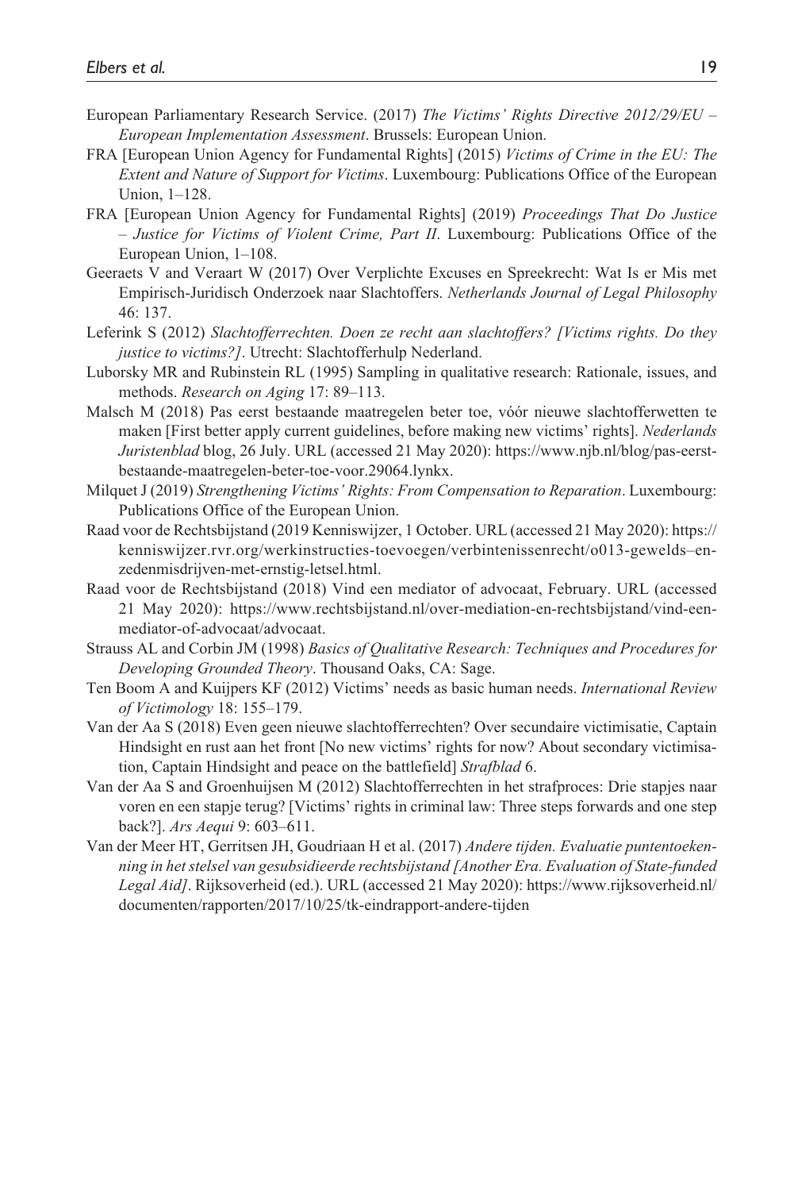European Parliamentary Research Service. (2017) *The Victims' Rights Directive 2012/29/EU – European Implementation Assessment*. Brussels: European Union.

FRA [European Union Agency for Fundamental Rights] (2015) *Victims of Crime in the EU: The Extent and Nature of Support for Victims*. Luxembourg: Publications Office of the European Union, 1–128.

FRA [European Union Agency for Fundamental Rights] (2019) *Proceedings That Do Justice – Justice for Victims of Violent Crime, Part II*. Luxembourg: Publications Office of the European Union, 1–108.

Geeraets V and Veraart W (2017) Over Verplichte Excuses en Spreekrecht: Wat Is er Mis met Empirisch-Juridisch Onderzoek naar Slachtoffers. *Netherlands Journal of Legal Philosophy* 46: 137.

Leferink S (2012) *Slachtofferrechten. Doen ze recht aan slachtoffers? [Victims rights. Do they justice to victims?]*. Utrecht: Slachtofferhulp Nederland.

Luborsky MR and Rubinstein RL (1995) Sampling in qualitative research: Rationale, issues, and methods. *Research on Aging* 17: 89–113.

Malsch M (2018) Pas eerst bestaande maatregelen beter toe, vóór nieuwe slachtofferwetten te maken [First better apply current guidelines, before making new victims' rights]. *Nederlands Juristenblad* blog, 26 July. URL (accessed 21 May 2020): https://www.njb.nl/blog/pas-eerst-bestaande-maatregelen-beter-toe-voor.29064.lynkx.

Milquet J (2019) *Strengthening Victims' Rights: From Compensation to Reparation*. Luxembourg: Publications Office of the European Union.

Raad voor de Rechtsbijstand (2019 Kenniswijzer, 1 October. URL (accessed 21 May 2020): https://kenniswijzer.rvr.org/werkinstructies-toevoegen/verbintenissenrecht/o013-gewelds–en-zedenmisdrijven-met-ernstig-letsel.html.

Raad voor de Rechtsbijstand (2018) Vind een mediator of advocaat, February. URL (accessed 21 May 2020): https://www.rechtsbijstand.nl/over-mediation-en-rechtsbijstand/vind-een-mediator-of-advocaat/advocaat.

Strauss AL and Corbin JM (1998) *Basics of Qualitative Research: Techniques and Procedures for Developing Grounded Theory*. Thousand Oaks, CA: Sage.

Ten Boom A and Kuijpers KF (2012) Victims' needs as basic human needs. *International Review of Victimology* 18: 155–179.

Van der Aa S (2018) Even geen nieuwe slachtofferrechten? Over secundaire victimisatie, Captain Hindsight en rust aan het front [No new victims' rights for now? About secondary victimisation, Captain Hindsight and peace on the battlefield] *Strafblad* 6.

Van der Aa S and Groenhuijsen M (2012) Slachtofferrechten in het strafproces: Drie stapjes naar voren en een stapje terug? [Victims' rights in criminal law: Three steps forwards and one step back?]. *Ars Aequi* 9: 603–611.

Van der Meer HT, Gerritsen JH, Goudriaan H et al. (2017) *Andere tijden. Evaluatie puntentoekenning in het stelsel van gesubsidieerde rechtsbijstand [Another Era. Evaluation of State-funded Legal Aid]*. Rijksoverheid (ed.). URL (accessed 21 May 2020): https://www.rijksoverheid.nl/documenten/rapporten/2017/10/25/tk-eindrapport-andere-tijden